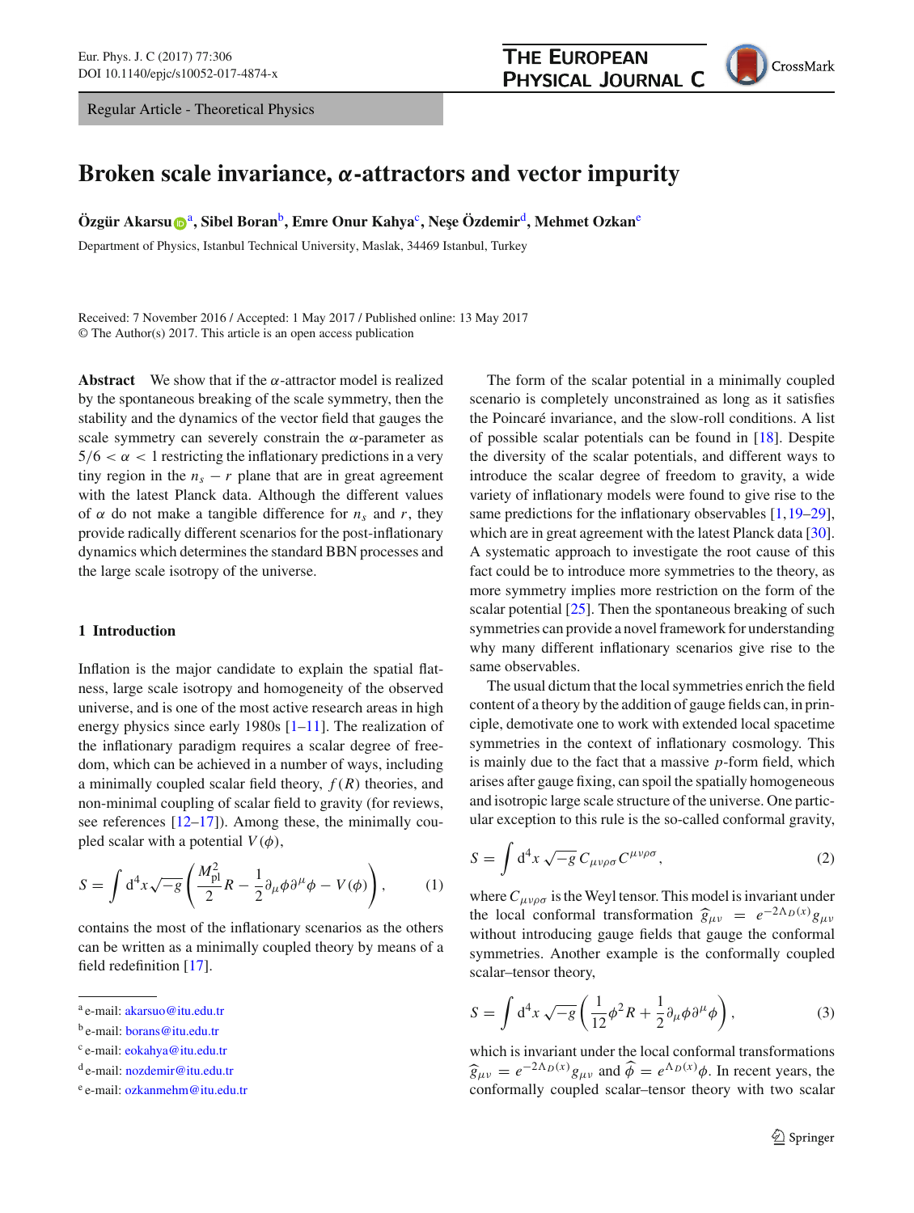Regular Article - Theoretical Physics

# Broken scale invariance, $\alpha$-attractors and vector impurity

**Özgür Akarsu**[a], **Sibel Boran**[b], **Emre Onur Kahya**[c], **Neşe Özdemir**[d], **Mehmet Ozkan**[e]

Department of Physics, Istanbul Technical University, Maslak, 34469 Istanbul, Turkey

Received: 7 November 2016 / Accepted: 1 May 2017 / Published online: 13 May 2017
© The Author(s) 2017. This article is an open access publication

**Abstract** We show that if the $\alpha$-attractor model is realized by the spontaneous breaking of the scale symmetry, then the stability and the dynamics of the vector field that gauges the scale symmetry can severely constrain the $\alpha$-parameter as $5/6 < \alpha < 1$ restricting the inflationary predictions in a very tiny region in the $n_s - r$ plane that are in great agreement with the latest Planck data. Although the different values of $\alpha$ do not make a tangible difference for $n_s$ and $r$, they provide radically different scenarios for the post-inflationary dynamics which determines the standard BBN processes and the large scale isotropy of the universe.

## 1 Introduction

Inflation is the major candidate to explain the spatial flatness, large scale isotropy and homogeneity of the observed universe, and is one of the most active research areas in high energy physics since early 1980s [1–11]. The realization of the inflationary paradigm requires a scalar degree of freedom, which can be achieved in a number of ways, including a minimally coupled scalar field theory, $f(R)$ theories, and non-minimal coupling of scalar field to gravity (for reviews, see references [12–17]). Among these, the minimally coupled scalar with a potential $V(\phi)$,

$$S = \int d^4x\sqrt{-g}\left(\frac{M_{\rm pl}^2}{2}R - \frac{1}{2}\partial_\mu\phi\partial^\mu\phi - V(\phi)\right), \qquad (1)$$

contains the most of the inflationary scenarios as the others can be written as a minimally coupled theory by means of a field redefinition [17].

The form of the scalar potential in a minimally coupled scenario is completely unconstrained as long as it satisfies the Poincaré invariance, and the slow-roll conditions. A list of possible scalar potentials can be found in [18]. Despite the diversity of the scalar potentials, and different ways to introduce the scalar degree of freedom to gravity, a wide variety of inflationary models were found to give rise to the same predictions for the inflationary observables [1,19–29], which are in great agreement with the latest Planck data [30]. A systematic approach to investigate the root cause of this fact could be to introduce more symmetries to the theory, as more symmetry implies more restriction on the form of the scalar potential [25]. Then the spontaneous breaking of such symmetries can provide a novel framework for understanding why many different inflationary scenarios give rise to the same observables.

The usual dictum that the local symmetries enrich the field content of a theory by the addition of gauge fields can, in principle, demotivate one to work with extended local spacetime symmetries in the context of inflationary cosmology. This is mainly due to the fact that a massive $p$-form field, which arises after gauge fixing, can spoil the spatially homogeneous and isotropic large scale structure of the universe. One particular exception to this rule is the so-called conformal gravity,

$$S = \int d^4x\sqrt{-g}\, C_{\mu\nu\rho\sigma}C^{\mu\nu\rho\sigma}, \qquad (2)$$

where $C_{\mu\nu\rho\sigma}$ is the Weyl tensor. This model is invariant under the local conformal transformation $\widehat{g}_{\mu\nu} = e^{-2\Lambda_D(x)}g_{\mu\nu}$ without introducing gauge fields that gauge the conformal symmetries. Another example is the conformally coupled scalar–tensor theory,

$$S = \int d^4x\sqrt{-g}\left(\frac{1}{12}\phi^2 R + \frac{1}{2}\partial_\mu\phi\partial^\mu\phi\right), \qquad (3)$$

which is invariant under the local conformal transformations $\widehat{g}_{\mu\nu} = e^{-2\Lambda_D(x)}g_{\mu\nu}$ and $\widehat{\phi} = e^{\Lambda_D(x)}\phi$. In recent years, the conformally coupled scalar–tensor theory with two scalar

---

[a] e-mail: akarsuo@itu.edu.tr
[b] e-mail: borans@itu.edu.tr
[c] e-mail: eokahya@itu.edu.tr
[d] e-mail: nozdemir@itu.edu.tr
[e] e-mail: ozkanmehm@itu.edu.tr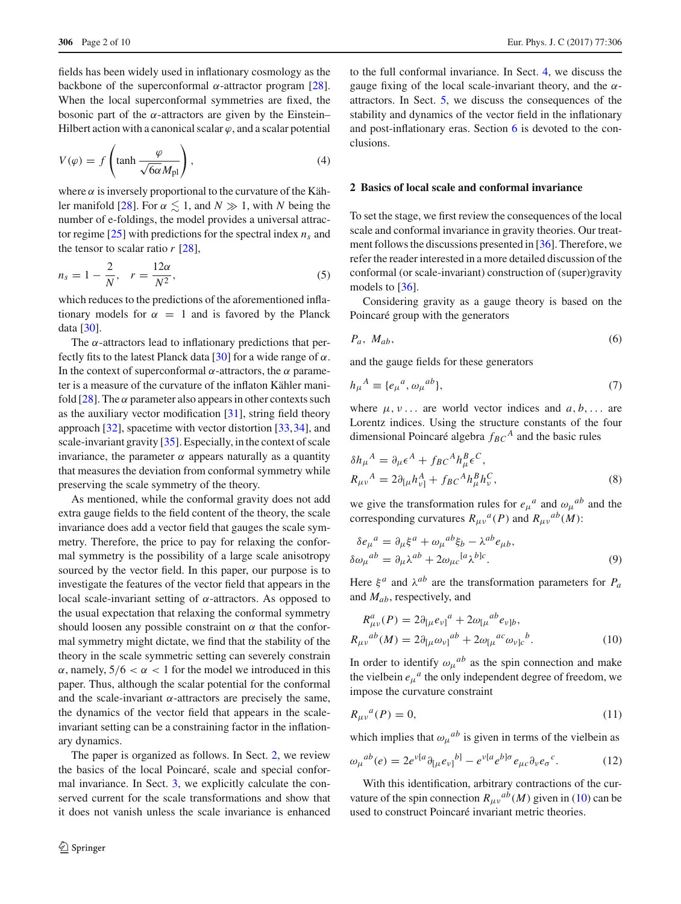fields has been widely used in inflationary cosmology as the backbone of the superconformal $\alpha$-attractor program [28]. When the local superconformal symmetries are fixed, the bosonic part of the $\alpha$-attractors are given by the Einstein–Hilbert action with a canonical scalar $\varphi$, and a scalar potential

$$V(\varphi) = f\left(\tanh \frac{\varphi}{\sqrt{6\alpha}M_{\rm pl}}\right), \tag{4}$$

where $\alpha$ is inversely proportional to the curvature of the Kähler manifold [28]. For $\alpha \lesssim 1$, and $N \gg 1$, with $N$ being the number of e-foldings, the model provides a universal attractor regime [25] with predictions for the spectral index $n_s$ and the tensor to scalar ratio $r$ [28],

$$n_s = 1 - \frac{2}{N}, \quad r = \frac{12\alpha}{N^2}, \tag{5}$$

which reduces to the predictions of the aforementioned inflationary models for $\alpha = 1$ and is favored by the Planck data [30].

The $\alpha$-attractors lead to inflationary predictions that perfectly fits to the latest Planck data [30] for a wide range of $\alpha$. In the context of superconformal $\alpha$-attractors, the $\alpha$ parameter is a measure of the curvature of the inflaton Kähler manifold [28]. The $\alpha$ parameter also appears in other contexts such as the auxiliary vector modification [31], string field theory approach [32], spacetime with vector distortion [33,34], and scale-invariant gravity [35]. Especially, in the context of scale invariance, the parameter $\alpha$ appears naturally as a quantity that measures the deviation from conformal symmetry while preserving the scale symmetry of the theory.

As mentioned, while the conformal gravity does not add extra gauge fields to the field content of the theory, the scale invariance does add a vector field that gauges the scale symmetry. Therefore, the price to pay for relaxing the conformal symmetry is the possibility of a large scale anisotropy sourced by the vector field. In this paper, our purpose is to investigate the features of the vector field that appears in the local scale-invariant setting of $\alpha$-attractors. As opposed to the usual expectation that relaxing the conformal symmetry should loosen any possible constraint on $\alpha$ that the conformal symmetry might dictate, we find that the stability of the theory in the scale symmetric setting can severely constrain $\alpha$, namely, $5/6 < \alpha < 1$ for the model we introduced in this paper. Thus, although the scalar potential for the conformal and the scale-invariant $\alpha$-attractors are precisely the same, the dynamics of the vector field that appears in the scale-invariant setting can be a constraining factor in the inflationary dynamics.

The paper is organized as follows. In Sect. 2, we review the basics of the local Poincaré, scale and special conformal invariance. In Sect. 3, we explicitly calculate the conserved current for the scale transformations and show that it does not vanish unless the scale invariance is enhanced to the full conformal invariance. In Sect. 4, we discuss the gauge fixing of the local scale-invariant theory, and the $\alpha$-attractors. In Sect. 5, we discuss the consequences of the stability and dynamics of the vector field in the inflationary and post-inflationary eras. Section 6 is devoted to the conclusions.

## 2 Basics of local scale and conformal invariance

To set the stage, we first review the consequences of the local scale and conformal invariance in gravity theories. Our treatment follows the discussions presented in [36]. Therefore, we refer the reader interested in a more detailed discussion of the conformal (or scale-invariant) construction of (super)gravity models to [36].

Considering gravity as a gauge theory is based on the Poincaré group with the generators

$$P_a, \; M_{ab}, \tag{6}$$

and the gauge fields for these generators

$$h_\mu{}^A \equiv \{e_\mu{}^a, \omega_\mu{}^{ab}\}, \tag{7}$$

where $\mu, \nu \ldots$ are world vector indices and $a, b, \ldots$ are Lorentz indices. Using the structure constants of the four dimensional Poincaré algebra $f_{BC}{}^A$ and the basic rules

$$\begin{aligned} \delta h_\mu{}^A &= \partial_\mu \epsilon^A + f_{BC}{}^A h_\mu^B \epsilon^C, \\ R_{\mu\nu}{}^A &= 2\partial_{[\mu} h_{\nu]}^A + f_{BC}{}^A h_\mu^B h_\nu^C, \end{aligned} \tag{8}$$

we give the transformation rules for $e_\mu{}^a$ and $\omega_\mu{}^{ab}$ and the corresponding curvatures $R_{\mu\nu}{}^a(P)$ and $R_{\mu\nu}{}^{ab}(M)$:

$$\begin{aligned} \delta e_\mu{}^a &= \partial_\mu \xi^a + \omega_\mu{}^{ab}\xi_b - \lambda^{ab} e_{\mu b}, \\ \delta \omega_\mu{}^{ab} &= \partial_\mu \lambda^{ab} + 2\omega_{\mu c}{}^{[a}\lambda^{b]c}. \end{aligned} \tag{9}$$

Here $\xi^a$ and $\lambda^{ab}$ are the transformation parameters for $P_a$ and $M_{ab}$, respectively, and

$$\begin{aligned} R^a_{\mu\nu}(P) &= 2\partial_{[\mu} e_{\nu]}{}^a + 2\omega_{[\mu}{}^{ab} e_{\nu]b}, \\ R_{\mu\nu}{}^{ab}(M) &= 2\partial_{[\mu}\omega_{\nu]}{}^{ab} + 2\omega_{[\mu}{}^{ac}\omega_{\nu]c}{}^b. \end{aligned} \tag{10}$$

In order to identify $\omega_\mu{}^{ab}$ as the spin connection and make the vielbein $e_\mu{}^a$ the only independent degree of freedom, we impose the curvature constraint

$$R_{\mu\nu}{}^a(P) = 0, \tag{11}$$

which implies that $\omega_\mu{}^{ab}$ is given in terms of the vielbein as

$$\omega_\mu{}^{ab}(e) = 2e^{\nu[a}\partial_{[\mu} e_{\nu]}{}^{b]} - e^{\nu[a} e^{b]\sigma} e_{\mu c} \partial_\nu e_\sigma{}^c. \tag{12}$$

With this identification, arbitrary contractions of the curvature of the spin connection $R_{\mu\nu}{}^{ab}(M)$ given in (10) can be used to construct Poincaré invariant metric theories.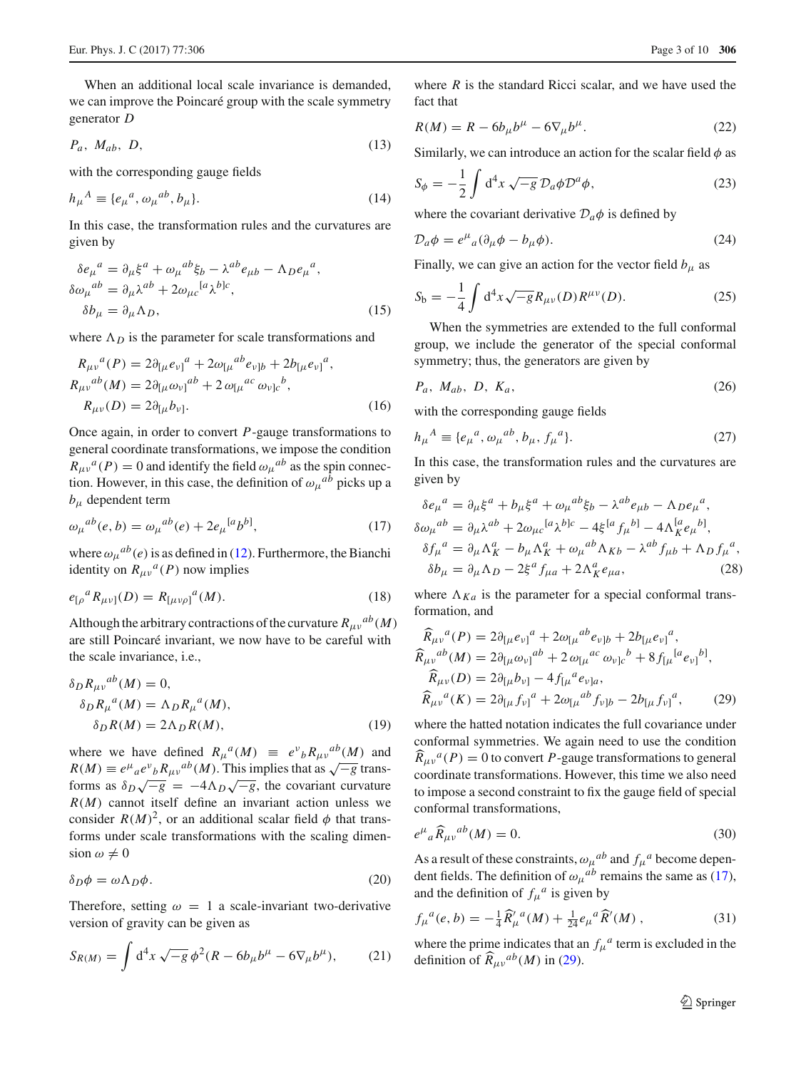When an additional local scale invariance is demanded, we can improve the Poincaré group with the scale symmetry generator $D$

$$P_a,\ M_{ab},\ D, \tag{13}$$

with the corresponding gauge fields

$$h_\mu{}^A \equiv \{e_\mu{}^a, \omega_\mu{}^{ab}, b_\mu\}. \tag{14}$$

In this case, the transformation rules and the curvatures are given by

$$\begin{aligned}
\delta e_\mu{}^a &= \partial_\mu \xi^a + \omega_\mu{}^{ab}\xi_b - \lambda^{ab} e_{\mu b} - \Lambda_D e_\mu{}^a,\\
\delta \omega_\mu{}^{ab} &= \partial_\mu \lambda^{ab} + 2\omega_{\mu c}{}^{[a}\lambda^{b]c},\\
\delta b_\mu &= \partial_\mu \Lambda_D,
\end{aligned} \tag{15}$$

where $\Lambda_D$ is the parameter for scale transformations and

$$\begin{aligned}
R_{\mu\nu}{}^a(P) &= 2\partial_{[\mu} e_{\nu]}{}^a + 2\omega_{[\mu}{}^{ab} e_{\nu]b} + 2b_{[\mu} e_{\nu]}{}^a,\\
R_{\mu\nu}{}^{ab}(M) &= 2\partial_{[\mu}\omega_{\nu]}{}^{ab} + 2\,\omega_{[\mu}{}^{ac}\,\omega_{\nu]c}{}^b,\\
R_{\mu\nu}(D) &= 2\partial_{[\mu} b_{\nu]}.
\end{aligned} \tag{16}$$

Once again, in order to convert $P$-gauge transformations to general coordinate transformations, we impose the condition $R_{\mu\nu}{}^a(P) = 0$ and identify the field $\omega_\mu{}^{ab}$ as the spin connection. However, in this case, the definition of $\omega_\mu{}^{ab}$ picks up a $b_\mu$ dependent term

$$\omega_\mu{}^{ab}(e,b) = \omega_\mu{}^{ab}(e) + 2e_\mu{}^{[a} b^{b]}, \tag{17}$$

where $\omega_\mu{}^{ab}(e)$ is as defined in (12). Furthermore, the Bianchi identity on $R_{\mu\nu}{}^a(P)$ now implies

$$e_{[\rho}{}^a R_{\mu\nu]}(D) = R_{[\mu\nu\rho]}{}^a(M). \tag{18}$$

Although the arbitrary contractions of the curvature $R_{\mu\nu}{}^{ab}(M)$ are still Poincaré invariant, we now have to be careful with the scale invariance, i.e.,

$$\begin{aligned}
\delta_D R_{\mu\nu}{}^{ab}(M) &= 0,\\
\delta_D R_\mu{}^a(M) &= \Lambda_D R_\mu{}^a(M),\\
\delta_D R(M) &= 2\Lambda_D R(M),
\end{aligned} \tag{19}$$

where we have defined $R_\mu{}^a(M) \equiv e^\nu{}_b R_{\mu\nu}{}^{ab}(M)$ and $R(M) \equiv e^\mu{}_a e^\nu{}_b R_{\mu\nu}{}^{ab}(M)$. This implies that as $\sqrt{-g}$ transforms as $\delta_D\sqrt{-g} = -4\Lambda_D\sqrt{-g}$, the covariant curvature $R(M)$ cannot itself define an invariant action unless we consider $R(M)^2$, or an additional scalar field $\phi$ that transforms under scale transformations with the scaling dimension $\omega \neq 0$

$$\delta_D \phi = \omega \Lambda_D \phi. \tag{20}$$

Therefore, setting $\omega = 1$ a scale-invariant two-derivative version of gravity can be given as

$$S_{R(M)} = \int d^4x\,\sqrt{-g}\,\phi^2(R - 6b_\mu b^\mu - 6\nabla_\mu b^\mu), \tag{21}$$

where $R$ is the standard Ricci scalar, and we have used the fact that

$$R(M) = R - 6b_\mu b^\mu - 6\nabla_\mu b^\mu. \tag{22}$$

Similarly, we can introduce an action for the scalar field $\phi$ as

$$S_\phi = -\frac{1}{2}\int d^4x\,\sqrt{-g}\,\mathcal{D}_a\phi\mathcal{D}^a\phi, \tag{23}$$

where the covariant derivative $\mathcal{D}_a\phi$ is defined by

$$\mathcal{D}_a\phi = e^\mu{}_a(\partial_\mu\phi - b_\mu\phi). \tag{24}$$

Finally, we can give an action for the vector field $b_\mu$ as

$$S_b = -\frac{1}{4}\int d^4x\sqrt{-g}R_{\mu\nu}(D)R^{\mu\nu}(D). \tag{25}$$

When the symmetries are extended to the full conformal group, we include the generator of the special conformal symmetry; thus, the generators are given by

$$P_a,\ M_{ab},\ D,\ K_a, \tag{26}$$

with the corresponding gauge fields

$$h_\mu{}^A \equiv \{e_\mu{}^a, \omega_\mu{}^{ab}, b_\mu, f_\mu{}^a\}. \tag{27}$$

In this case, the transformation rules and the curvatures are given by

$$\begin{aligned}
\delta e_\mu{}^a &= \partial_\mu\xi^a + b_\mu\xi^a + \omega_\mu{}^{ab}\xi_b - \lambda^{ab}e_{\mu b} - \Lambda_D e_\mu{}^a,\\
\delta\omega_\mu{}^{ab} &= \partial_\mu\lambda^{ab} + 2\omega_{\mu c}{}^{[a}\lambda^{b]c} - 4\xi^{[a} f_\mu{}^{b]} - 4\Lambda_K^{[a} e_\mu{}^{b]},\\
\delta f_\mu{}^a &= \partial_\mu\Lambda_K^a - b_\mu\Lambda_K^a + \omega_\mu{}^{ab}\Lambda_{Kb} - \lambda^{ab} f_{\mu b} + \Lambda_D f_\mu{}^a,\\
\delta b_\mu &= \partial_\mu\Lambda_D - 2\xi^a f_{\mu a} + 2\Lambda_K^a e_{\mu a},
\end{aligned} \tag{28}$$

where $\Lambda_{Ka}$ is the parameter for a special conformal transformation, and

$$\begin{aligned}
\widehat{R}_{\mu\nu}{}^a(P) &= 2\partial_{[\mu} e_{\nu]}{}^a + 2\omega_{[\mu}{}^{ab} e_{\nu]b} + 2b_{[\mu} e_{\nu]}{}^a,\\
\widehat{R}_{\mu\nu}{}^{ab}(M) &= 2\partial_{[\mu}\omega_{\nu]}{}^{ab} + 2\,\omega_{[\mu}{}^{ac}\,\omega_{\nu]c}{}^b + 8 f_{[\mu}{}^{[a} e_{\nu]}{}^{b]},\\
\widehat{R}_{\mu\nu}(D) &= 2\partial_{[\mu} b_{\nu]} - 4 f_{[\mu}{}^a e_{\nu]a},\\
\widehat{R}_{\mu\nu}{}^a(K) &= 2\partial_{[\mu} f_{\nu]}{}^a + 2\omega_{[\mu}{}^{ab} f_{\nu]b} - 2b_{[\mu} f_{\nu]}{}^a,
\end{aligned} \tag{29}$$

where the hatted notation indicates the full covariance under conformal symmetries. We again need to use the condition $\widehat{R}_{\mu\nu}{}^a(P) = 0$ to convert $P$-gauge transformations to general coordinate transformations. However, this time we also need to impose a second constraint to fix the gauge field of special conformal transformations,

$$e^\mu{}_a \widehat{R}_{\mu\nu}{}^{ab}(M) = 0. \tag{30}$$

As a result of these constraints, $\omega_\mu{}^{ab}$ and $f_\mu{}^a$ become dependent fields. The definition of $\omega_\mu{}^{ab}$ remains the same as (17), and the definition of $f_\mu{}^a$ is given by

$$f_\mu{}^a(e,b) = -\tfrac{1}{4}\widehat{R}'_\mu{}^a(M) + \tfrac{1}{24} e_\mu{}^a \widehat{R}'(M)\,, \tag{31}$$

where the prime indicates that an $f_\mu{}^a$ term is excluded in the definition of $\widehat{R}_{\mu\nu}{}^{ab}(M)$ in (29).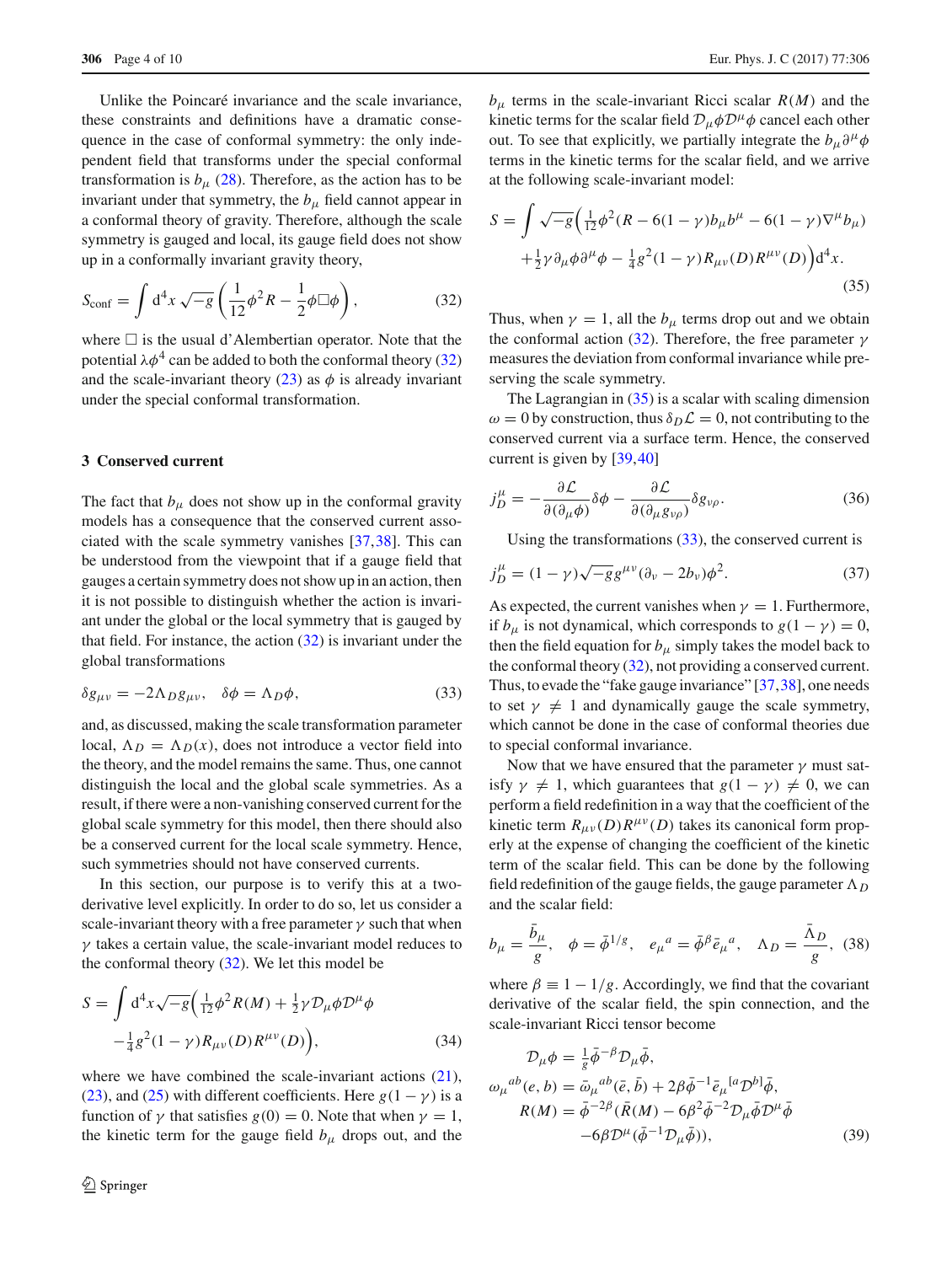Unlike the Poincaré invariance and the scale invariance, these constraints and definitions have a dramatic consequence in the case of conformal symmetry: the only independent field that transforms under the special conformal transformation is $b_\mu$ (28). Therefore, as the action has to be invariant under that symmetry, the $b_\mu$ field cannot appear in a conformal theory of gravity. Therefore, although the scale symmetry is gauged and local, its gauge field does not show up in a conformally invariant gravity theory,

$$S_{\text{conf}} = \int \mathrm{d}^4 x \sqrt{-g} \left( \frac{1}{12}\phi^2 R - \frac{1}{2}\phi \Box \phi \right), \tag{32}$$

where $\Box$ is the usual d'Alembertian operator. Note that the potential $\lambda\phi^4$ can be added to both the conformal theory (32) and the scale-invariant theory (23) as $\phi$ is already invariant under the special conformal transformation.

## 3 Conserved current

The fact that $b_\mu$ does not show up in the conformal gravity models has a consequence that the conserved current associated with the scale symmetry vanishes [37,38]. This can be understood from the viewpoint that if a gauge field that gauges a certain symmetry does not show up in an action, then it is not possible to distinguish whether the action is invariant under the global or the local symmetry that is gauged by that field. For instance, the action (32) is invariant under the global transformations

$$\delta g_{\mu\nu} = -2\Lambda_D g_{\mu\nu}, \quad \delta\phi = \Lambda_D \phi, \tag{33}$$

and, as discussed, making the scale transformation parameter local, $\Lambda_D = \Lambda_D(x)$, does not introduce a vector field into the theory, and the model remains the same. Thus, one cannot distinguish the local and the global scale symmetries. As a result, if there were a non-vanishing conserved current for the global scale symmetry for this model, then there should also be a conserved current for the local scale symmetry. Hence, such symmetries should not have conserved currents.

In this section, our purpose is to verify this at a two-derivative level explicitly. In order to do so, let us consider a scale-invariant theory with a free parameter $\gamma$ such that when $\gamma$ takes a certain value, the scale-invariant model reduces to the conformal theory (32). We let this model be

$$S = \int \mathrm{d}^4 x \sqrt{-g}\Big( \tfrac{1}{12}\phi^2 R(M) + \tfrac{1}{2}\gamma \mathcal{D}_\mu\phi\mathcal{D}^\mu\phi - \tfrac{1}{4}g^2(1-\gamma) R_{\mu\nu}(D) R^{\mu\nu}(D)\Big), \tag{34}$$

where we have combined the scale-invariant actions (21), (23), and (25) with different coefficients. Here $g(1-\gamma)$ is a function of $\gamma$ that satisfies $g(0) = 0$. Note that when $\gamma = 1$, the kinetic term for the gauge field $b_\mu$ drops out, and the $b_\mu$ terms in the scale-invariant Ricci scalar $R(M)$ and the kinetic terms for the scalar field $\mathcal{D}_\mu\phi\mathcal{D}^\mu\phi$ cancel each other out. To see that explicitly, we partially integrate the $b_\mu\partial^\mu\phi$ terms in the kinetic terms for the scalar field, and we arrive at the following scale-invariant model:

$$S = \int \sqrt{-g}\Big( \tfrac{1}{12}\phi^2 (R - 6(1-\gamma) b_\mu b^\mu - 6(1-\gamma)\nabla^\mu b_\mu) + \tfrac{1}{2}\gamma \partial_\mu\phi\partial^\mu\phi - \tfrac{1}{4}g^2(1-\gamma) R_{\mu\nu}(D) R^{\mu\nu}(D)\Big)\mathrm{d}^4 x. \tag{35}$$

Thus, when $\gamma = 1$, all the $b_\mu$ terms drop out and we obtain the conformal action (32). Therefore, the free parameter $\gamma$ measures the deviation from conformal invariance while preserving the scale symmetry.

The Lagrangian in (35) is a scalar with scaling dimension $\omega = 0$ by construction, thus $\delta_D \mathcal{L} = 0$, not contributing to the conserved current via a surface term. Hence, the conserved current is given by [39,40]

$$j^\mu_D = -\frac{\partial\mathcal{L}}{\partial(\partial_\mu\phi)}\delta\phi - \frac{\partial\mathcal{L}}{\partial(\partial_\mu g_{\nu\rho})}\delta g_{\nu\rho}. \tag{36}$$

Using the transformations (33), the conserved current is

$$j^\mu_D = (1-\gamma)\sqrt{-g} g^{\mu\nu}(\partial_\nu - 2b_\nu)\phi^2. \tag{37}$$

As expected, the current vanishes when $\gamma = 1$. Furthermore, if $b_\mu$ is not dynamical, which corresponds to $g(1-\gamma) = 0$, then the field equation for $b_\mu$ simply takes the model back to the conformal theory (32), not providing a conserved current. Thus, to evade the "fake gauge invariance" [37,38], one needs to set $\gamma \neq 1$ and dynamically gauge the scale symmetry, which cannot be done in the case of conformal theories due to special conformal invariance.

Now that we have ensured that the parameter $\gamma$ must satisfy $\gamma \neq 1$, which guarantees that $g(1-\gamma) \neq 0$, we can perform a field redefinition in a way that the coefficient of the kinetic term $R_{\mu\nu}(D)R^{\mu\nu}(D)$ takes its canonical form properly at the expense of changing the coefficient of the kinetic term of the scalar field. This can be done by the following field redefinition of the gauge fields, the gauge parameter $\Lambda_D$ and the scalar field:

$$b_\mu = \frac{\bar{b}_\mu}{g}, \quad \phi = \bar{\phi}^{1/g}, \quad e_\mu{}^a = \bar{\phi}^\beta \bar{e}_\mu{}^a, \quad \Lambda_D = \frac{\bar{\Lambda}_D}{g}, \tag{38}$$

where $\beta \equiv 1 - 1/g$. Accordingly, we find that the covariant derivative of the scalar field, the spin connection, and the scale-invariant Ricci tensor become

$$\begin{aligned}
\mathcal{D}_\mu\phi &= \tfrac{1}{g}\bar{\phi}^{-\beta}\mathcal{D}_\mu\bar{\phi}, \\
\omega_\mu{}^{ab}(e,b) &= \bar{\omega}_\mu{}^{ab}(\bar{e},\bar{b}) + 2\beta\bar{\phi}^{-1}\bar{e}_\mu{}^{[a}\mathcal{D}^{b]}\bar{\phi}, \\
R(M) &= \bar{\phi}^{-2\beta}(\bar{R}(M) - 6\beta^2\bar{\phi}^{-2}\mathcal{D}_\mu\bar{\phi}\mathcal{D}^\mu\bar{\phi} \\
&\quad - 6\beta\mathcal{D}^\mu(\bar{\phi}^{-1}\mathcal{D}_\mu\bar{\phi})),
\end{aligned} \tag{39}$$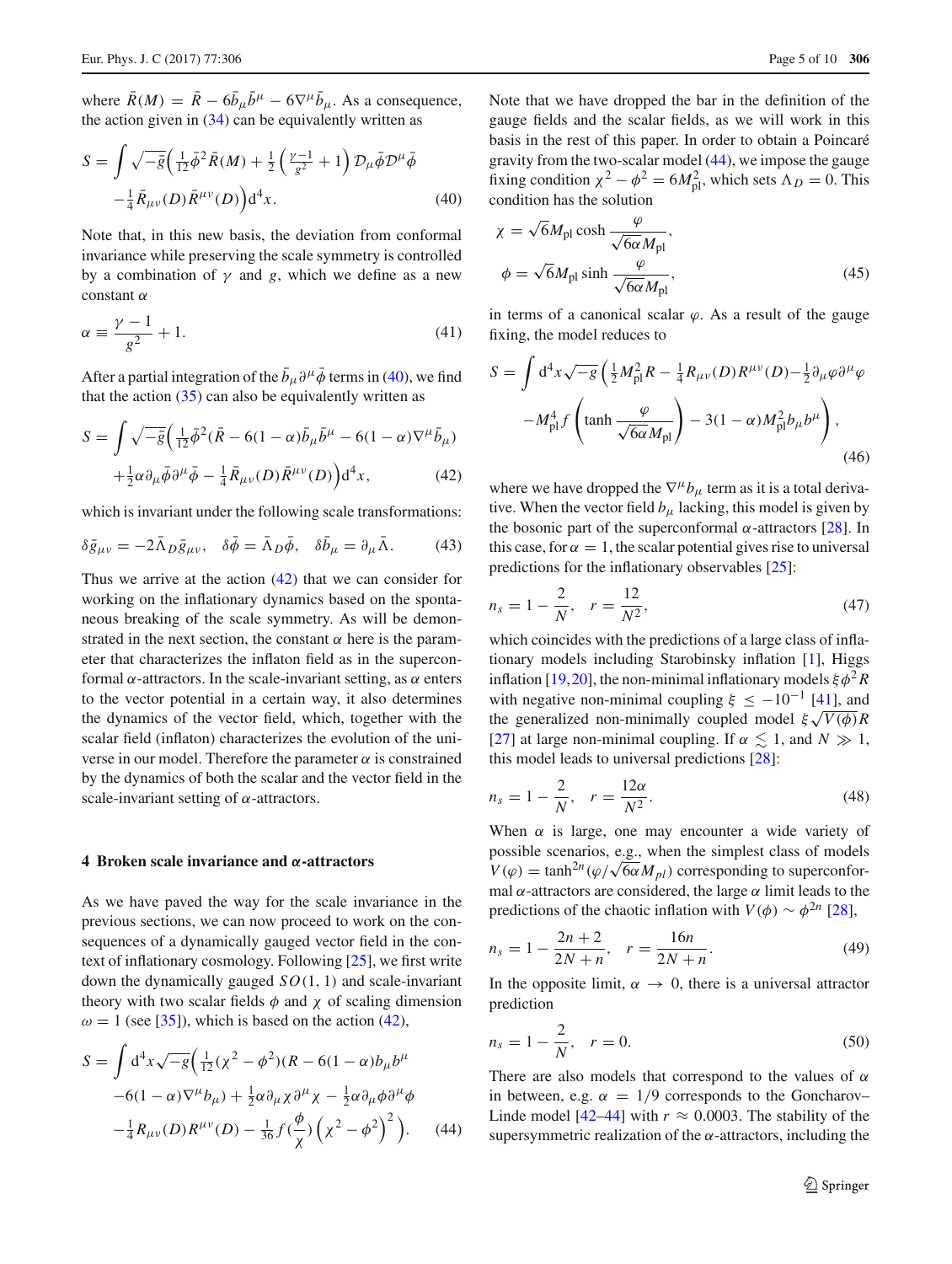where $\bar{R}(M) = \bar{R} - 6\bar{b}_\mu \bar{b}^\mu - 6\nabla^\mu \bar{b}_\mu$. As a consequence, the action given in (34) can be equivalently written as

$$S = \int \sqrt{-\bar{g}}\Big(\tfrac{1}{12}\bar{\phi}^2 \bar{R}(M) + \tfrac{1}{2}\left(\tfrac{\gamma-1}{g^2}+1\right)\mathcal{D}_\mu\bar{\phi}\mathcal{D}^\mu\bar{\phi} \\ -\tfrac{1}{4}\bar{R}_{\mu\nu}(D)\bar{R}^{\mu\nu}(D)\Big)\mathrm{d}^4x. \tag{40}$$

Note that, in this new basis, the deviation from conformal invariance while preserving the scale symmetry is controlled by a combination of $\gamma$ and $g$, which we define as a new constant $\alpha$

$$\alpha \equiv \frac{\gamma-1}{g^2}+1. \tag{41}$$

After a partial integration of the $\bar{b}_\mu\partial^\mu\bar{\phi}$ terms in (40), we find that the action (35) can also be equivalently written as

$$S = \int \sqrt{-\bar{g}}\Big(\tfrac{1}{12}\bar{\phi}^2(\bar{R} - 6(1-\alpha)\bar{b}_\mu\bar{b}^\mu - 6(1-\alpha)\nabla^\mu\bar{b}_\mu) \\ +\tfrac{1}{2}\alpha\partial_\mu\bar{\phi}\partial^\mu\bar{\phi} - \tfrac{1}{4}\bar{R}_{\mu\nu}(D)\bar{R}^{\mu\nu}(D)\Big)\mathrm{d}^4x, \tag{42}$$

which is invariant under the following scale transformations:

$$\delta\bar{g}_{\mu\nu} = -2\bar{\Lambda}_D\bar{g}_{\mu\nu}, \quad \delta\bar{\phi} = \bar{\Lambda}_D\bar{\phi}, \quad \delta\bar{b}_\mu = \partial_\mu\bar{\Lambda}. \tag{43}$$

Thus we arrive at the action (42) that we can consider for working on the inflationary dynamics based on the spontaneous breaking of the scale symmetry. As will be demonstrated in the next section, the constant $\alpha$ here is the parameter that characterizes the inflaton field as in the superconformal $\alpha$-attractors. In the scale-invariant setting, as $\alpha$ enters to the vector potential in a certain way, it also determines the dynamics of the vector field, which, together with the scalar field (inflaton) characterizes the evolution of the universe in our model. Therefore the parameter $\alpha$ is constrained by the dynamics of both the scalar and the vector field in the scale-invariant setting of $\alpha$-attractors.

## 4 Broken scale invariance and $\alpha$-attractors

As we have paved the way for the scale invariance in the previous sections, we can now proceed to work on the consequences of a dynamically gauged vector field in the context of inflationary cosmology. Following [25], we first write down the dynamically gauged $SO(1,1)$ and scale-invariant theory with two scalar fields $\phi$ and $\chi$ of scaling dimension $\omega = 1$ (see [35]), which is based on the action (42),

$$S = \int \mathrm{d}^4x\sqrt{-g}\Big(\tfrac{1}{12}(\chi^2-\phi^2)(R - 6(1-\alpha)b_\mu b^\mu \\ -6(1-\alpha)\nabla^\mu b_\mu) + \tfrac{1}{2}\alpha\partial_\mu\chi\partial^\mu\chi - \tfrac{1}{2}\alpha\partial_\mu\phi\partial^\mu\phi \\ -\tfrac{1}{4}R_{\mu\nu}(D)R^{\mu\nu}(D) - \tfrac{1}{36}f(\tfrac{\phi}{\chi})\left(\chi^2-\phi^2\right)^2\Big). \tag{44}$$

Note that we have dropped the bar in the definition of the gauge fields and the scalar fields, as we will work in this basis in the rest of this paper. In order to obtain a Poincaré gravity from the two-scalar model (44), we impose the gauge fixing condition $\chi^2 - \phi^2 = 6M_{\rm pl}^2$, which sets $\Lambda_D = 0$. This condition has the solution

$$\chi = \sqrt{6}M_{\rm pl}\cosh\frac{\varphi}{\sqrt{6\alpha}M_{\rm pl}}, \\ \phi = \sqrt{6}M_{\rm pl}\sinh\frac{\varphi}{\sqrt{6\alpha}M_{\rm pl}}, \tag{45}$$

in terms of a canonical scalar $\varphi$. As a result of the gauge fixing, the model reduces to

$$S = \int \mathrm{d}^4x\sqrt{-g}\left(\tfrac{1}{2}M_{\rm pl}^2 R - \tfrac{1}{4}R_{\mu\nu}(D)R^{\mu\nu}(D) - \tfrac{1}{2}\partial_\mu\varphi\partial^\mu\varphi \right. \\ \left. -M_{\rm pl}^4 f\left(\tanh\frac{\varphi}{\sqrt{6\alpha}M_{\rm pl}}\right) - 3(1-\alpha)M_{\rm pl}^2 b_\mu b^\mu\right), \tag{46}$$

where we have dropped the $\nabla^\mu b_\mu$ term as it is a total derivative. When the vector field $b_\mu$ lacking, this model is given by the bosonic part of the superconformal $\alpha$-attractors [28]. In this case, for $\alpha = 1$, the scalar potential gives rise to universal predictions for the inflationary observables [25]:

$$n_s = 1 - \frac{2}{N}, \quad r = \frac{12}{N^2}, \tag{47}$$

which coincides with the predictions of a large class of inflationary models including Starobinsky inflation [1], Higgs inflation [19,20], the non-minimal inflationary models $\xi\phi^2 R$ with negative non-minimal coupling $\xi \leq -10^{-1}$ [41], and the generalized non-minimally coupled model $\xi\sqrt{V(\phi)}R$ [27] at large non-minimal coupling. If $\alpha \lesssim 1$, and $N \gg 1$, this model leads to universal predictions [28]:

$$n_s = 1 - \frac{2}{N}, \quad r = \frac{12\alpha}{N^2}. \tag{48}$$

When $\alpha$ is large, one may encounter a wide variety of possible scenarios, e.g., when the simplest class of models $V(\varphi) = \tanh^{2n}(\varphi/\sqrt{6\alpha}M_{pl})$ corresponding to superconformal $\alpha$-attractors are considered, the large $\alpha$ limit leads to the predictions of the chaotic inflation with $V(\phi) \sim \phi^{2n}$ [28],

$$n_s = 1 - \frac{2n+2}{2N+n}, \quad r = \frac{16n}{2N+n}. \tag{49}$$

In the opposite limit, $\alpha \to 0$, there is a universal attractor prediction

$$n_s = 1 - \frac{2}{N}, \quad r = 0. \tag{50}$$

There are also models that correspond to the values of $\alpha$ in between, e.g. $\alpha = 1/9$ corresponds to the Goncharov–Linde model [42–44] with $r \approx 0.0003$. The stability of the supersymmetric realization of the $\alpha$-attractors, including the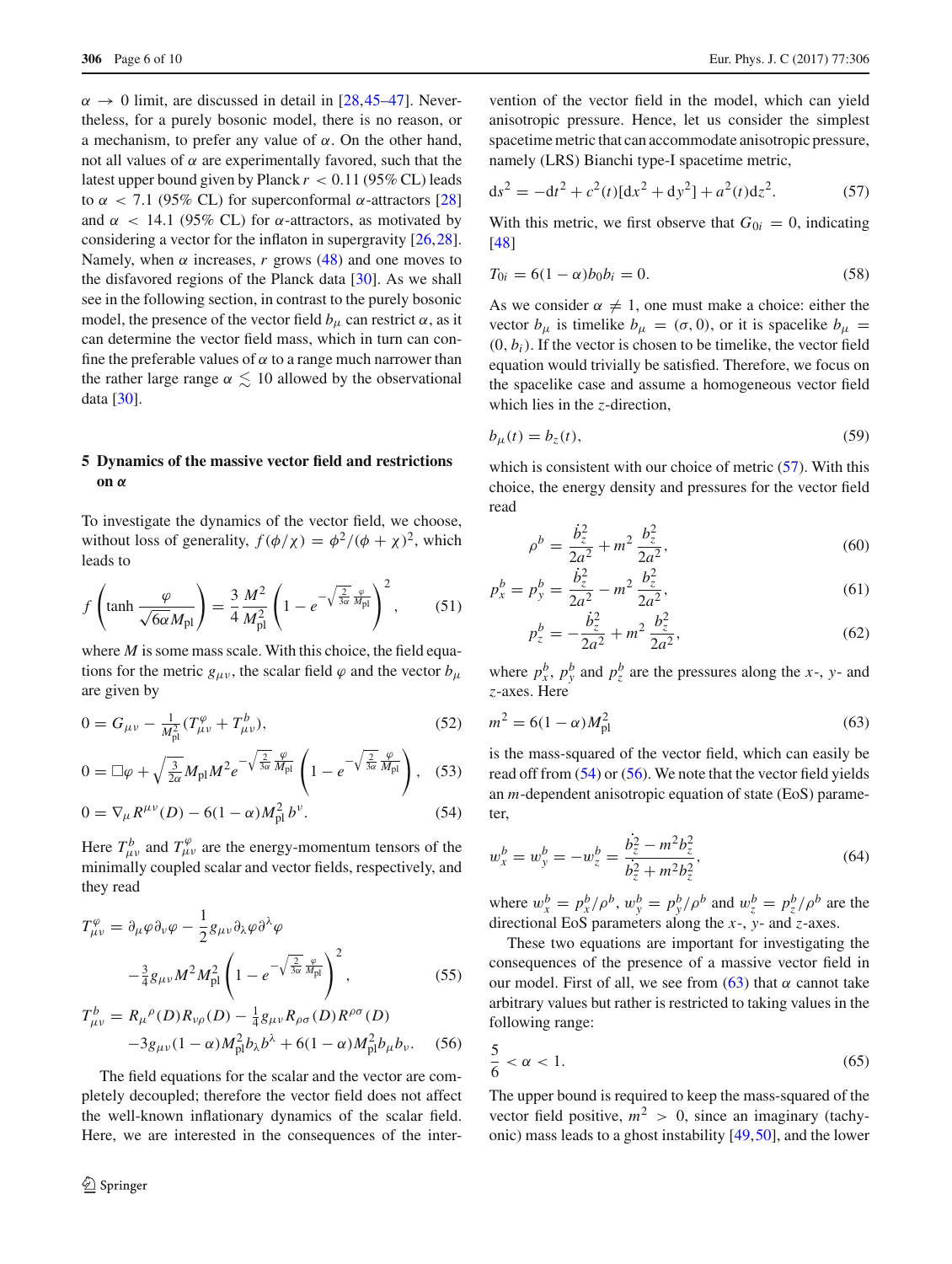$\alpha \to 0$ limit, are discussed in detail in [28,45–47]. Nevertheless, for a purely bosonic model, there is no reason, or a mechanism, to prefer any value of $\alpha$. On the other hand, not all values of $\alpha$ are experimentally favored, such that the latest upper bound given by Planck $r < 0.11$ (95% CL) leads to $\alpha < 7.1$ (95% CL) for superconformal $\alpha$-attractors [28] and $\alpha < 14.1$ (95% CL) for $\alpha$-attractors, as motivated by considering a vector for the inflaton in supergravity [26,28]. Namely, when $\alpha$ increases, $r$ grows (48) and one moves to the disfavored regions of the Planck data [30]. As we shall see in the following section, in contrast to the purely bosonic model, the presence of the vector field $b_\mu$ can restrict $\alpha$, as it can determine the vector field mass, which in turn can confine the preferable values of $\alpha$ to a range much narrower than the rather large range $\alpha \lesssim 10$ allowed by the observational data [30].

## 5 Dynamics of the massive vector field and restrictions on $\alpha$

To investigate the dynamics of the vector field, we choose, without loss of generality, $f(\phi/\chi) = \phi^2/(\phi+\chi)^2$, which leads to

$$f\left(\tanh \frac{\varphi}{\sqrt{6\alpha}M_{\rm pl}}\right) = \frac{3}{4}\frac{M^2}{M_{\rm pl}^2}\left(1 - e^{-\sqrt{\frac{2}{3\alpha}}\frac{\varphi}{M_{\rm pl}}}\right)^2, \quad (51)$$

where $M$ is some mass scale. With this choice, the field equations for the metric $g_{\mu\nu}$, the scalar field $\varphi$ and the vector $b_\mu$ are given by

$$0 = G_{\mu\nu} - \frac{1}{M_{\rm pl}^2}(T^{\varphi}_{\mu\nu} + T^{b}_{\mu\nu}), \quad (52)$$

$$0 = \Box\varphi + \sqrt{\frac{3}{2\alpha}}M_{\rm pl}M^2 e^{-\sqrt{\frac{2}{3\alpha}}\frac{\varphi}{M_{\rm pl}}}\left(1 - e^{-\sqrt{\frac{2}{3\alpha}}\frac{\varphi}{M_{\rm pl}}}\right), \quad (53)$$

$$0 = \nabla_\mu R^{\mu\nu}(D) - 6(1-\alpha)M_{\rm pl}^2 b^\nu. \quad (54)$$

Here $T^b_{\mu\nu}$ and $T^\varphi_{\mu\nu}$ are the energy-momentum tensors of the minimally coupled scalar and vector fields, respectively, and they read

$$T^{\varphi}_{\mu\nu} = \partial_\mu\varphi\partial_\nu\varphi - \frac{1}{2}g_{\mu\nu}\partial_\lambda\varphi\partial^\lambda\varphi - \frac{3}{4}g_{\mu\nu}M^2M_{\rm pl}^2\left(1 - e^{-\sqrt{\frac{2}{3\alpha}}\frac{\varphi}{M_{\rm pl}}}\right)^2, \quad (55)$$

$$T^{b}_{\mu\nu} = R_\mu{}^\rho(D)R_{\nu\rho}(D) - \frac{1}{4}g_{\mu\nu}R_{\rho\sigma}(D)R^{\rho\sigma}(D) - 3g_{\mu\nu}(1-\alpha)M_{\rm pl}^2 b_\lambda b^\lambda + 6(1-\alpha)M_{\rm pl}^2 b_\mu b_\nu. \quad (56)$$

The field equations for the scalar and the vector are completely decoupled; therefore the vector field does not affect the well-known inflationary dynamics of the scalar field. Here, we are interested in the consequences of the intervention of the vector field in the model, which can yield anisotropic pressure. Hence, let us consider the simplest spacetime metric that can accommodate anisotropic pressure, namely (LRS) Bianchi type-I spacetime metric,

$$ds^2 = -dt^2 + c^2(t)[dx^2 + dy^2] + a^2(t)dz^2. \quad (57)$$

With this metric, we first observe that $G_{0i} = 0$, indicating [48]

$$T_{0i} = 6(1-\alpha)b_0 b_i = 0. \quad (58)$$

As we consider $\alpha \neq 1$, one must make a choice: either the vector $b_\mu$ is timelike $b_\mu = (\sigma, 0)$, or it is spacelike $b_\mu = (0, b_i)$. If the vector is chosen to be timelike, the vector field equation would trivially be satisfied. Therefore, we focus on the spacelike case and assume a homogeneous vector field which lies in the $z$-direction,

$$b_\mu(t) = b_z(t), \quad (59)$$

which is consistent with our choice of metric (57). With this choice, the energy density and pressures for the vector field read

$$\rho^b = \frac{\dot{b}_z^2}{2a^2} + m^2\frac{b_z^2}{2a^2}, \quad (60)$$

$$p_x^b = p_y^b = \frac{\dot{b}_z^2}{2a^2} - m^2\frac{b_z^2}{2a^2}, \quad (61)$$

$$p_z^b = -\frac{\dot{b}_z^2}{2a^2} + m^2\frac{b_z^2}{2a^2}, \quad (62)$$

where $p_x^b$, $p_y^b$ and $p_z^b$ are the pressures along the $x$-, $y$- and $z$-axes. Here

$$m^2 = 6(1-\alpha)M_{\rm pl}^2 \quad (63)$$

is the mass-squared of the vector field, which can easily be read off from (54) or (56). We note that the vector field yields an $m$-dependent anisotropic equation of state (EoS) parameter,

$$w_x^b = w_y^b = -w_z^b = \frac{\dot{b}_z^2 - m^2 b_z^2}{\dot{b}_z^2 + m^2 b_z^2}, \quad (64)$$

where $w_x^b = p_x^b/\rho^b$, $w_y^b = p_y^b/\rho^b$ and $w_z^b = p_z^b/\rho^b$ are the directional EoS parameters along the $x$-, $y$- and $z$-axes.

These two equations are important for investigating the consequences of the presence of a massive vector field in our model. First of all, we see from (63) that $\alpha$ cannot take arbitrary values but rather is restricted to taking values in the following range:

$$\frac{5}{6} < \alpha < 1. \quad (65)$$

The upper bound is required to keep the mass-squared of the vector field positive, $m^2 > 0$, since an imaginary (tachyonic) mass leads to a ghost instability [49,50], and the lower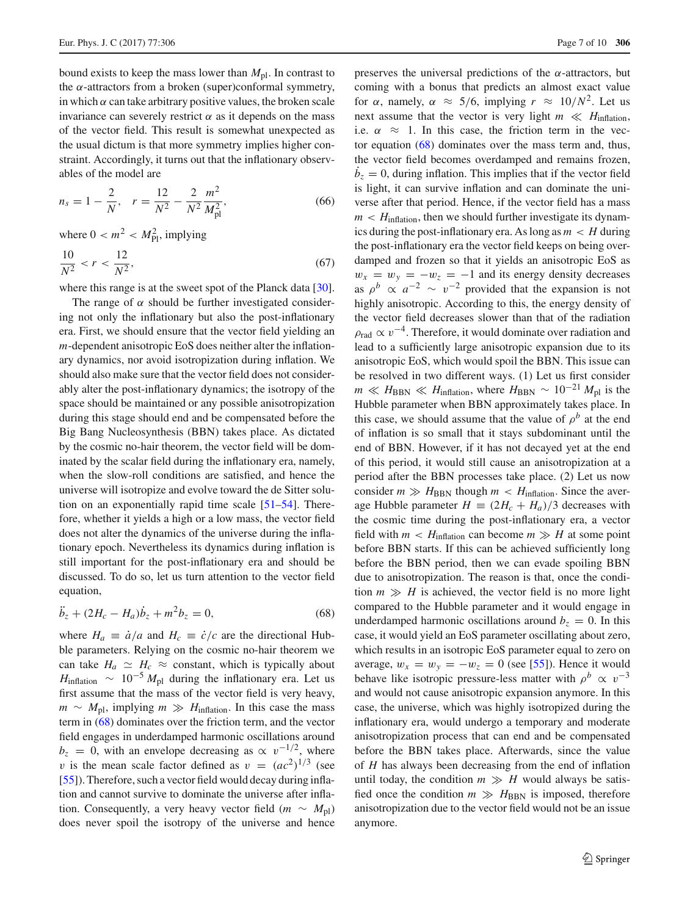bound exists to keep the mass lower than $M_{\rm pl}$. In contrast to the $\alpha$-attractors from a broken (super)conformal symmetry, in which $\alpha$ can take arbitrary positive values, the broken scale invariance can severely restrict $\alpha$ as it depends on the mass of the vector field. This result is somewhat unexpected as the usual dictum is that more symmetry implies higher constraint. Accordingly, it turns out that the inflationary observables of the model are

$$n_s = 1 - \frac{2}{N}, \quad r = \frac{12}{N^2} - \frac{2}{N^2}\frac{m^2}{M_{\rm pl}^2}, \tag{66}$$

where $0 < m^2 < M_{\rm pl}^2$, implying

$$\frac{10}{N^2} < r < \frac{12}{N^2}, \tag{67}$$

where this range is at the sweet spot of the Planck data [30].

The range of $\alpha$ should be further investigated considering not only the inflationary but also the post-inflationary era. First, we should ensure that the vector field yielding an $m$-dependent anisotropic EoS does neither alter the inflationary dynamics, nor avoid isotropization during inflation. We should also make sure that the vector field does not considerably alter the post-inflationary dynamics; the isotropy of the space should be maintained or any possible anisotropization during this stage should end and be compensated before the Big Bang Nucleosynthesis (BBN) takes place. As dictated by the cosmic no-hair theorem, the vector field will be dominated by the scalar field during the inflationary era, namely, when the slow-roll conditions are satisfied, and hence the universe will isotropize and evolve toward the de Sitter solution on an exponentially rapid time scale [51–54]. Therefore, whether it yields a high or a low mass, the vector field does not alter the dynamics of the universe during the inflationary epoch. Nevertheless its dynamics during inflation is still important for the post-inflationary era and should be discussed. To do so, let us turn attention to the vector field equation,

$$\ddot{b}_z + (2H_c - H_a)\dot{b}_z + m^2 b_z = 0, \tag{68}$$

where $H_a \equiv \dot{a}/a$ and $H_c \equiv \dot{c}/c$ are the directional Hubble parameters. Relying on the cosmic no-hair theorem we can take $H_a \simeq H_c \approx$ constant, which is typically about $H_{\rm inflation} \sim 10^{-5} M_{\rm pl}$ during the inflationary era. Let us first assume that the mass of the vector field is very heavy, $m \sim M_{\rm pl}$, implying $m \gg H_{\rm inflation}$. In this case the mass term in (68) dominates over the friction term, and the vector field engages in underdamped harmonic oscillations around $b_z = 0$, with an envelope decreasing as $\propto v^{-1/2}$, where $v$ is the mean scale factor defined as $v = (ac^2)^{1/3}$ (see [55]). Therefore, such a vector field would decay during inflation and cannot survive to dominate the universe after inflation. Consequently, a very heavy vector field ($m \sim M_{\rm pl}$) does never spoil the isotropy of the universe and hence preserves the universal predictions of the $\alpha$-attractors, but coming with a bonus that predicts an almost exact value for $\alpha$, namely, $\alpha \approx 5/6$, implying $r \approx 10/N^2$. Let us next assume that the vector is very light $m \ll H_{\rm inflation}$, i.e. $\alpha \approx 1$. In this case, the friction term in the vector equation (68) dominates over the mass term and, thus, the vector field becomes overdamped and remains frozen, $\dot{b}_z = 0$, during inflation. This implies that if the vector field is light, it can survive inflation and can dominate the universe after that period. Hence, if the vector field has a mass $m < H_{\rm inflation}$, then we should further investigate its dynamics during the post-inflationary era. As long as $m < H$ during the post-inflationary era the vector field keeps on being overdamped and frozen so that it yields an anisotropic EoS as $w_x = w_y = -w_z = -1$ and its energy density decreases as $\rho^b \propto a^{-2} \sim v^{-2}$ provided that the expansion is not highly anisotropic. According to this, the energy density of the vector field decreases slower than that of the radiation $\rho_{\rm rad} \propto v^{-4}$. Therefore, it would dominate over radiation and lead to a sufficiently large anisotropic expansion due to its anisotropic EoS, which would spoil the BBN. This issue can be resolved in two different ways. (1) Let us first consider $m \ll H_{\rm BBN} \ll H_{\rm inflation}$, where $H_{\rm BBN} \sim 10^{-21} M_{\rm pl}$ is the Hubble parameter when BBN approximately takes place. In this case, we should assume that the value of $\rho^b$ at the end of inflation is so small that it stays subdominant until the end of BBN. However, if it has not decayed yet at the end of this period, it would still cause an anisotropization at a period after the BBN processes take place. (2) Let us now consider $m \gg H_{\rm BBN}$ though $m < H_{\rm inflation}$. Since the average Hubble parameter $H \equiv (2H_c + H_a)/3$ decreases with the cosmic time during the post-inflationary era, a vector field with $m < H_{\rm inflation}$ can become $m \gg H$ at some point before BBN starts. If this can be achieved sufficiently long before the BBN period, then we can evade spoiling BBN due to anisotropization. The reason is that, once the condition $m \gg H$ is achieved, the vector field is no more light compared to the Hubble parameter and it would engage in underdamped harmonic oscillations around $b_z = 0$. In this case, it would yield an EoS parameter oscillating about zero, which results in an isotropic EoS parameter equal to zero on average, $w_x = w_y = -w_z = 0$ (see [55]). Hence it would behave like isotropic pressure-less matter with $\rho^b \propto v^{-3}$ and would not cause anisotropic expansion anymore. In this case, the universe, which was highly isotropized during the inflationary era, would undergo a temporary and moderate anisotropization process that can end and be compensated before the BBN takes place. Afterwards, since the value of $H$ has always been decreasing from the end of inflation until today, the condition $m \gg H$ would always be satisfied once the condition $m \gg H_{\rm BBN}$ is imposed, therefore anisotropization due to the vector field would not be an issue anymore.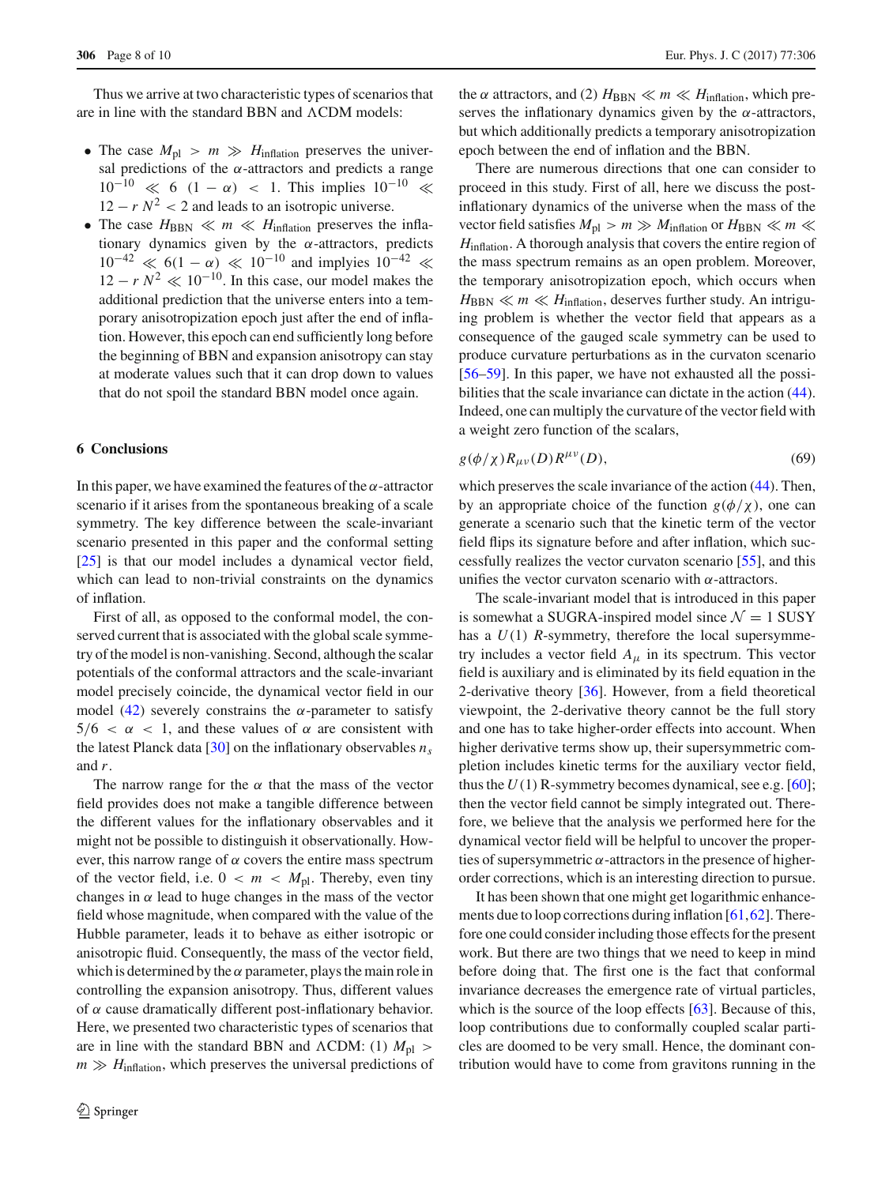Thus we arrive at two characteristic types of scenarios that are in line with the standard BBN and ΛCDM models:

- The case $M_{\rm pl} > m \gg H_{\rm inflation}$ preserves the universal predictions of the $\alpha$-attractors and predicts a range $10^{-10} \ll 6\,(1-\alpha) < 1$. This implies $10^{-10} \ll 12 - r\,N^2 < 2$ and leads to an isotropic universe.
- The case $H_{\rm BBN} \ll m \ll H_{\rm inflation}$ preserves the inflationary dynamics given by the $\alpha$-attractors, predicts $10^{-42} \ll 6(1-\alpha) \ll 10^{-10}$ and implies $10^{-42} \ll 12 - r\,N^2 \ll 10^{-10}$. In this case, our model makes the additional prediction that the universe enters into a temporary anisotropization epoch just after the end of inflation. However, this epoch can end sufficiently long before the beginning of BBN and expansion anisotropy can stay at moderate values such that it can drop down to values that do not spoil the standard BBN model once again.

## 6 Conclusions

In this paper, we have examined the features of the $\alpha$-attractor scenario if it arises from the spontaneous breaking of a scale symmetry. The key difference between the scale-invariant scenario presented in this paper and the conformal setting [25] is that our model includes a dynamical vector field, which can lead to non-trivial constraints on the dynamics of inflation.

First of all, as opposed to the conformal model, the conserved current that is associated with the global scale symmetry of the model is non-vanishing. Second, although the scalar potentials of the conformal attractors and the scale-invariant model precisely coincide, the dynamical vector field in our model (42) severely constrains the $\alpha$-parameter to satisfy $5/6 < \alpha < 1$, and these values of $\alpha$ are consistent with the latest Planck data [30] on the inflationary observables $n_s$ and $r$.

The narrow range for the $\alpha$ that the mass of the vector field provides does not make a tangible difference between the different values for the inflationary observables and it might not be possible to distinguish it observationally. However, this narrow range of $\alpha$ covers the entire mass spectrum of the vector field, i.e. $0 < m < M_{\rm pl}$. Thereby, even tiny changes in $\alpha$ lead to huge changes in the mass of the vector field whose magnitude, when compared with the value of the Hubble parameter, leads it to behave as either isotropic or anisotropic fluid. Consequently, the mass of the vector field, which is determined by the $\alpha$ parameter, plays the main role in controlling the expansion anisotropy. Thus, different values of $\alpha$ cause dramatically different post-inflationary behavior. Here, we presented two characteristic types of scenarios that are in line with the standard BBN and ΛCDM: (1) $M_{\rm pl} > m \gg H_{\rm inflation}$, which preserves the universal predictions of the $\alpha$ attractors, and (2) $H_{\rm BBN} \ll m \ll H_{\rm inflation}$, which preserves the inflationary dynamics given by the $\alpha$-attractors, but which additionally predicts a temporary anisotropization epoch between the end of inflation and the BBN.

There are numerous directions that one can consider to proceed in this study. First of all, here we discuss the post-inflationary dynamics of the universe when the mass of the vector field satisfies $M_{\rm pl} > m \gg M_{\rm inflation}$ or $H_{\rm BBN} \ll m \ll H_{\rm inflation}$. A thorough analysis that covers the entire region of the mass spectrum remains as an open problem. Moreover, the temporary anisotropization epoch, which occurs when $H_{\rm BBN} \ll m \ll H_{\rm inflation}$, deserves further study. An intriguing problem is whether the vector field that appears as a consequence of the gauged scale symmetry can be used to produce curvature perturbations as in the curvaton scenario [56–59]. In this paper, we have not exhausted all the possibilities that the scale invariance can dictate in the action (44). Indeed, one can multiply the curvature of the vector field with a weight zero function of the scalars,

$$g(\phi/\chi)R_{\mu\nu}(D)R^{\mu\nu}(D), \tag{69}$$

which preserves the scale invariance of the action (44). Then, by an appropriate choice of the function $g(\phi/\chi)$, one can generate a scenario such that the kinetic term of the vector field flips its signature before and after inflation, which successfully realizes the vector curvaton scenario [55], and this unifies the vector curvaton scenario with $\alpha$-attractors.

The scale-invariant model that is introduced in this paper is somewhat a SUGRA-inspired model since $\mathcal{N} = 1$ SUSY has a $U(1)$ $R$-symmetry, therefore the local supersymmetry includes a vector field $A_\mu$ in its spectrum. This vector field is auxiliary and is eliminated by its field equation in the 2-derivative theory [36]. However, from a field theoretical viewpoint, the 2-derivative theory cannot be the full story and one has to take higher-order effects into account. When higher derivative terms show up, their supersymmetric completion includes kinetic terms for the auxiliary vector field, thus the $U(1)$ R-symmetry becomes dynamical, see e.g. [60]; then the vector field cannot be simply integrated out. Therefore, we believe that the analysis we performed here for the dynamical vector field will be helpful to uncover the properties of supersymmetric $\alpha$-attractors in the presence of higher-order corrections, which is an interesting direction to pursue.

It has been shown that one might get logarithmic enhancements due to loop corrections during inflation [61,62]. Therefore one could consider including those effects for the present work. But there are two things that we need to keep in mind before doing that. The first one is the fact that conformal invariance decreases the emergence rate of virtual particles, which is the source of the loop effects [63]. Because of this, loop contributions due to conformally coupled scalar particles are doomed to be very small. Hence, the dominant contribution would have to come from gravitons running in the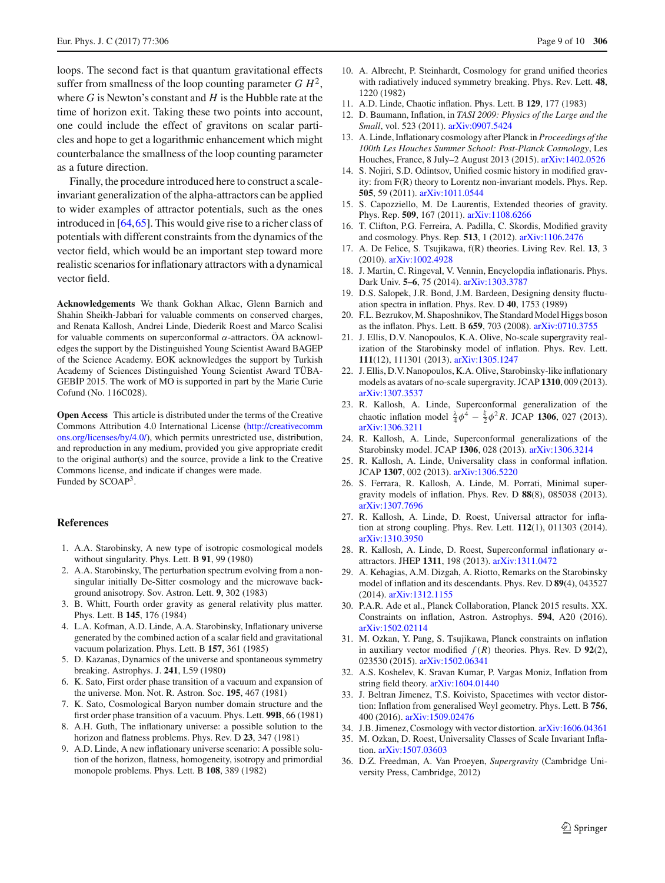loops. The second fact is that quantum gravitational effects suffer from smallness of the loop counting parameter $G H^2$, where $G$ is Newton's constant and $H$ is the Hubble rate at the time of horizon exit. Taking these two points into account, one could include the effect of gravitons on scalar particles and hope to get a logarithmic enhancement which might counterbalance the smallness of the loop counting parameter as a future direction.

Finally, the procedure introduced here to construct a scale-invariant generalization of the alpha-attractors can be applied to wider examples of attractor potentials, such as the ones introduced in [64,65]. This would give rise to a richer class of potentials with different constraints from the dynamics of the vector field, which would be an important step toward more realistic scenarios for inflationary attractors with a dynamical vector field.

**Acknowledgements** We thank Gokhan Alkac, Glenn Barnich and Shahin Sheikh-Jabbari for valuable comments on conserved charges, and Renata Kallosh, Andrei Linde, Diederik Roest and Marco Scalisi for valuable comments on superconformal $\alpha$-attractors. ÖA acknowledges the support by the Distinguished Young Scientist Award BAGEP of the Science Academy. EOK acknowledges the support by Turkish Academy of Sciences Distinguished Young Scientist Award TÜBA-GEBİP 2015. The work of MO is supported in part by the Marie Curie Cofund (No. 116C028).

**Open Access** This article is distributed under the terms of the Creative Commons Attribution 4.0 International License (http://creativecommons.org/licenses/by/4.0/), which permits unrestricted use, distribution, and reproduction in any medium, provided you give appropriate credit to the original author(s) and the source, provide a link to the Creative Commons license, and indicate if changes were made.
Funded by SCOAP[3].

## References

1. A.A. Starobinsky, A new type of isotropic cosmological models without singularity. Phys. Lett. B **91**, 99 (1980)
2. A.A. Starobinsky, The perturbation spectrum evolving from a nonsingular initially De-Sitter cosmology and the microwave background anisotropy. Sov. Astron. Lett. **9**, 302 (1983)
3. B. Whitt, Fourth order gravity as general relativity plus matter. Phys. Lett. B **145**, 176 (1984)
4. L.A. Kofman, A.D. Linde, A.A. Starobinsky, Inflationary universe generated by the combined action of a scalar field and gravitational vacuum polarization. Phys. Lett. B **157**, 361 (1985)
5. D. Kazanas, Dynamics of the universe and spontaneous symmetry breaking. Astrophys. J. **241**, L59 (1980)
6. K. Sato, First order phase transition of a vacuum and expansion of the universe. Mon. Not. R. Astron. Soc. **195**, 467 (1981)
7. K. Sato, Cosmological Baryon number domain structure and the first order phase transition of a vacuum. Phys. Lett. **99B**, 66 (1981)
8. A.H. Guth, The inflationary universe: a possible solution to the horizon and flatness problems. Phys. Rev. D **23**, 347 (1981)
9. A.D. Linde, A new inflationary universe scenario: A possible solution of the horizon, flatness, homogeneity, isotropy and primordial monopole problems. Phys. Lett. B **108**, 389 (1982)
10. A. Albrecht, P. Steinhardt, Cosmology for grand unified theories with radiatively induced symmetry breaking. Phys. Rev. Lett. **48**, 1220 (1982)
11. A.D. Linde, Chaotic inflation. Phys. Lett. B **129**, 177 (1983)
12. D. Baumann, Inflation, in *TASI 2009: Physics of the Large and the Small*, vol. 523 (2011). arXiv:0907.5424
13. A. Linde, Inflationary cosmology after Planck in *Proceedings of the 100th Les Houches Summer School: Post-Planck Cosmology*, Les Houches, France, 8 July–2 August 2013 (2015). arXiv:1402.0526
14. S. Nojiri, S.D. Odintsov, Unified cosmic history in modified gravity: from F(R) theory to Lorentz non-invariant models. Phys. Rep. **505**, 59 (2011). arXiv:1011.0544
15. S. Capozziello, M. De Laurentis, Extended theories of gravity. Phys. Rep. **509**, 167 (2011). arXiv:1108.6266
16. T. Clifton, P.G. Ferreira, A. Padilla, C. Skordis, Modified gravity and cosmology. Phys. Rep. **513**, 1 (2012). arXiv:1106.2476
17. A. De Felice, S. Tsujikawa, f(R) theories. Living Rev. Rel. **13**, 3 (2010). arXiv:1002.4928
18. J. Martin, C. Ringeval, V. Vennin, Encyclopdia inflationaris. Phys. Dark Univ. **5–6**, 75 (2014). arXiv:1303.3787
19. D.S. Salopek, J.R. Bond, J.M. Bardeen, Designing density fluctuation spectra in inflation. Phys. Rev. D **40**, 1753 (1989)
20. F.L. Bezrukov, M. Shaposhnikov, The Standard Model Higgs boson as the inflaton. Phys. Lett. B **659**, 703 (2008). arXiv:0710.3755
21. J. Ellis, D.V. Nanopoulos, K.A. Olive, No-scale supergravity realization of the Starobinsky model of inflation. Phys. Rev. Lett. **111**(12), 111301 (2013). arXiv:1305.1247
22. J. Ellis, D.V. Nanopoulos, K.A. Olive, Starobinsky-like inflationary models as avatars of no-scale supergravity. JCAP **1310**, 009 (2013). arXiv:1307.3537
23. R. Kallosh, A. Linde, Superconformal generalization of the chaotic inflation model $\frac{\lambda}{4}\phi^4 - \frac{\xi}{2}\phi^2 R$. JCAP **1306**, 027 (2013). arXiv:1306.3211
24. R. Kallosh, A. Linde, Superconformal generalizations of the Starobinsky model. JCAP **1306**, 028 (2013). arXiv:1306.3214
25. R. Kallosh, A. Linde, Universality class in conformal inflation. JCAP **1307**, 002 (2013). arXiv:1306.5220
26. S. Ferrara, R. Kallosh, A. Linde, M. Porrati, Minimal supergravity models of inflation. Phys. Rev. D **88**(8), 085038 (2013). arXiv:1307.7696
27. R. Kallosh, A. Linde, D. Roest, Universal attractor for inflation at strong coupling. Phys. Rev. Lett. **112**(1), 011303 (2014). arXiv:1310.3950
28. R. Kallosh, A. Linde, D. Roest, Superconformal inflationary $\alpha$-attractors. JHEP **1311**, 198 (2013). arXiv:1311.0472
29. A. Kehagias, A.M. Dizgah, A. Riotto, Remarks on the Starobinsky model of inflation and its descendants. Phys. Rev. D **89**(4), 043527 (2014). arXiv:1312.1155
30. P.A.R. Ade et al., Planck Collaboration, Planck 2015 results. XX. Constraints on inflation, Astron. Astrophys. **594**, A20 (2016). arXiv:1502.02114
31. M. Ozkan, Y. Pang, S. Tsujikawa, Planck constraints on inflation in auxiliary vector modified $f(R)$ theories. Phys. Rev. D **92**(2), 023530 (2015). arXiv:1502.06341
32. A.S. Koshelev, K. Sravan Kumar, P. Vargas Moniz, Inflation from string field theory. arXiv:1604.01440
33. J. Beltran Jimenez, T.S. Koivisto, Spacetimes with vector distortion: Inflation from generalised Weyl geometry. Phys. Lett. B **756**, 400 (2016). arXiv:1509.02476
34. J.B. Jimenez, Cosmology with vector distortion. arXiv:1606.04361
35. M. Ozkan, D. Roest, Universality Classes of Scale Invariant Inflation. arXiv:1507.03603
36. D.Z. Freedman, A. Van Proeyen, *Supergravity* (Cambridge University Press, Cambridge, 2012)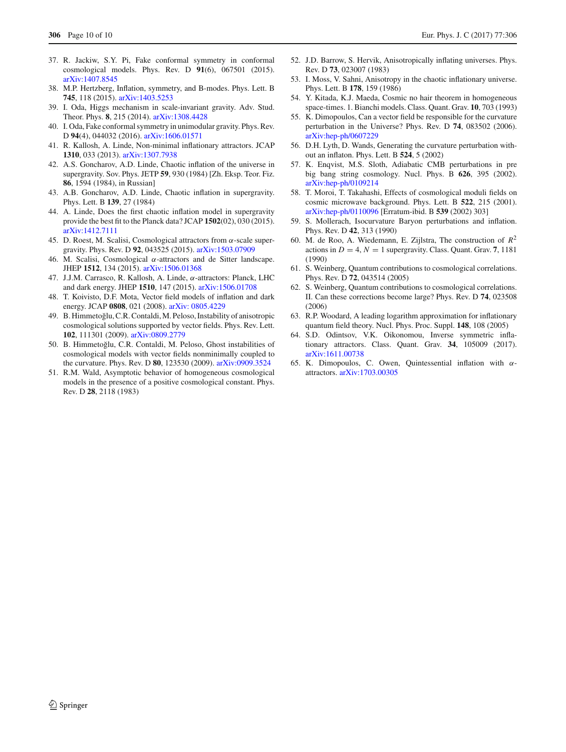37. R. Jackiw, S.Y. Pi, Fake conformal symmetry in conformal cosmological models. Phys. Rev. D **91**(6), 067501 (2015). arXiv:1407.8545
38. M.P. Hertzberg, Inflation, symmetry, and B-modes. Phys. Lett. B **745**, 118 (2015). arXiv:1403.5253
39. I. Oda, Higgs mechanism in scale-invariant gravity. Adv. Stud. Theor. Phys. **8**, 215 (2014). arXiv:1308.4428
40. I. Oda, Fake conformal symmetry in unimodular gravity. Phys. Rev. D **94**(4), 044032 (2016). arXiv:1606.01571
41. R. Kallosh, A. Linde, Non-minimal inflationary attractors. JCAP **1310**, 033 (2013). arXiv:1307.7938
42. A.S. Goncharov, A.D. Linde, Chaotic inflation of the universe in supergravity. Sov. Phys. JETP **59**, 930 (1984) [Zh. Eksp. Teor. Fiz. **86**, 1594 (1984), in Russian]
43. A.B. Goncharov, A.D. Linde, Chaotic inflation in supergravity. Phys. Lett. B **139**, 27 (1984)
44. A. Linde, Does the first chaotic inflation model in supergravity provide the best fit to the Planck data? JCAP **1502**(02), 030 (2015). arXiv:1412.7111
45. D. Roest, M. Scalisi, Cosmological attractors from $\alpha$-scale supergravity. Phys. Rev. D **92**, 043525 (2015). arXiv:1503.07909
46. M. Scalisi, Cosmological $\alpha$-attractors and de Sitter landscape. JHEP **1512**, 134 (2015). arXiv:1506.01368
47. J.J.M. Carrasco, R. Kallosh, A. Linde, $\alpha$-attractors: Planck, LHC and dark energy. JHEP **1510**, 147 (2015). arXiv:1506.01708
48. T. Koivisto, D.F. Mota, Vector field models of inflation and dark energy. JCAP **0808**, 021 (2008). arXiv: 0805.4229
49. B. Himmetoğlu, C.R. Contaldi, M. Peloso, Instability of anisotropic cosmological solutions supported by vector fields. Phys. Rev. Lett. **102**, 111301 (2009). arXiv:0809.2779
50. B. Himmetoğlu, C.R. Contaldi, M. Peloso, Ghost instabilities of cosmological models with vector fields nonminimally coupled to the curvature. Phys. Rev. D **80**, 123530 (2009). arXiv:0909.3524
51. R.M. Wald, Asymptotic behavior of homogeneous cosmological models in the presence of a positive cosmological constant. Phys. Rev. D **28**, 2118 (1983)
52. J.D. Barrow, S. Hervik, Anisotropically inflating universes. Phys. Rev. D **73**, 023007 (1983)
53. I. Moss, V. Sahni, Anisotropy in the chaotic inflationary universe. Phys. Lett. B **178**, 159 (1986)
54. Y. Kitada, K.J. Maeda, Cosmic no hair theorem in homogeneous space-times. 1. Bianchi models. Class. Quant. Grav. **10**, 703 (1993)
55. K. Dimopoulos, Can a vector field be responsible for the curvature perturbation in the Universe? Phys. Rev. D **74**, 083502 (2006). arXiv:hep-ph/0607229
56. D.H. Lyth, D. Wands, Generating the curvature perturbation without an inflaton. Phys. Lett. B **524**, 5 (2002)
57. K. Enqvist, M.S. Sloth, Adiabatic CMB perturbations in pre big bang string cosmology. Nucl. Phys. B **626**, 395 (2002). arXiv:hep-ph/0109214
58. T. Moroi, T. Takahashi, Effects of cosmological moduli fields on cosmic microwave background. Phys. Lett. B **522**, 215 (2001). arXiv:hep-ph/0110096 [Erratum-ibid. B **539** (2002) 303]
59. S. Mollerach, Isocurvature Baryon perturbations and inflation. Phys. Rev. D **42**, 313 (1990)
60. M. de Roo, A. Wiedemann, E. Zijlstra, The construction of $R^2$ actions in $D = 4$, $N = 1$ supergravity. Class. Quant. Grav. **7**, 1181 (1990)
61. S. Weinberg, Quantum contributions to cosmological correlations. Phys. Rev. D **72**, 043514 (2005)
62. S. Weinberg, Quantum contributions to cosmological correlations. II. Can these corrections become large? Phys. Rev. D **74**, 023508 (2006)
63. R.P. Woodard, A leading logarithm approximation for inflationary quantum field theory. Nucl. Phys. Proc. Suppl. **148**, 108 (2005)
64. S.D. Odintsov, V.K. Oikonomou, Inverse symmetric inflationary attractors. Class. Quant. Grav. **34**, 105009 (2017). arXiv:1611.00738
65. K. Dimopoulos, C. Owen, Quintessential inflation with $\alpha$-attractors. arXiv:1703.00305